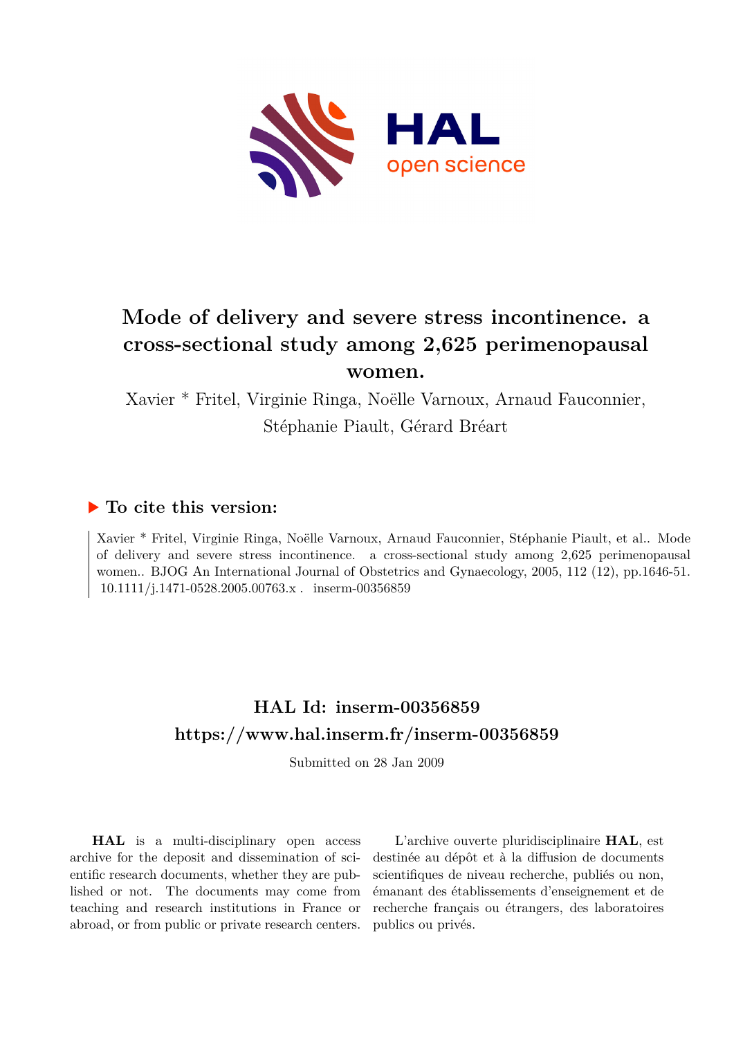# Mode of delivery and severe stress incontinence. a cross-sectional study among 2,625 perimenopausal women.

Xavier * Fritel, Virginie Ringa, Noëlle Varnoux, Arnaud Fauconnier, Stéphanie Piault, Gérard Bréart

## ▶ To cite this version:

Xavier * Fritel, Virginie Ringa, Noëlle Varnoux, Arnaud Fauconnier, Stéphanie Piault, et al.. Mode of delivery and severe stress incontinence. a cross-sectional study among 2,625 perimenopausal women.. BJOG An International Journal of Obstetrics and Gynaecology, 2005, 112 (12), pp.1646-51. 10.1111/j.1471-0528.2005.00763.x . inserm-00356859

## HAL Id: inserm-00356859

## https://www.hal.inserm.fr/inserm-00356859

Submitted on 28 Jan 2009

**HAL** is a multi-disciplinary open access archive for the deposit and dissemination of scientific research documents, whether they are published or not. The documents may come from teaching and research institutions in France or abroad, or from public or private research centers.

L'archive ouverte pluridisciplinaire **HAL**, est destinée au dépôt et à la diffusion de documents scientifiques de niveau recherche, publiés ou non, émanant des établissements d'enseignement et de recherche français ou étrangers, des laboratoires publics ou privés.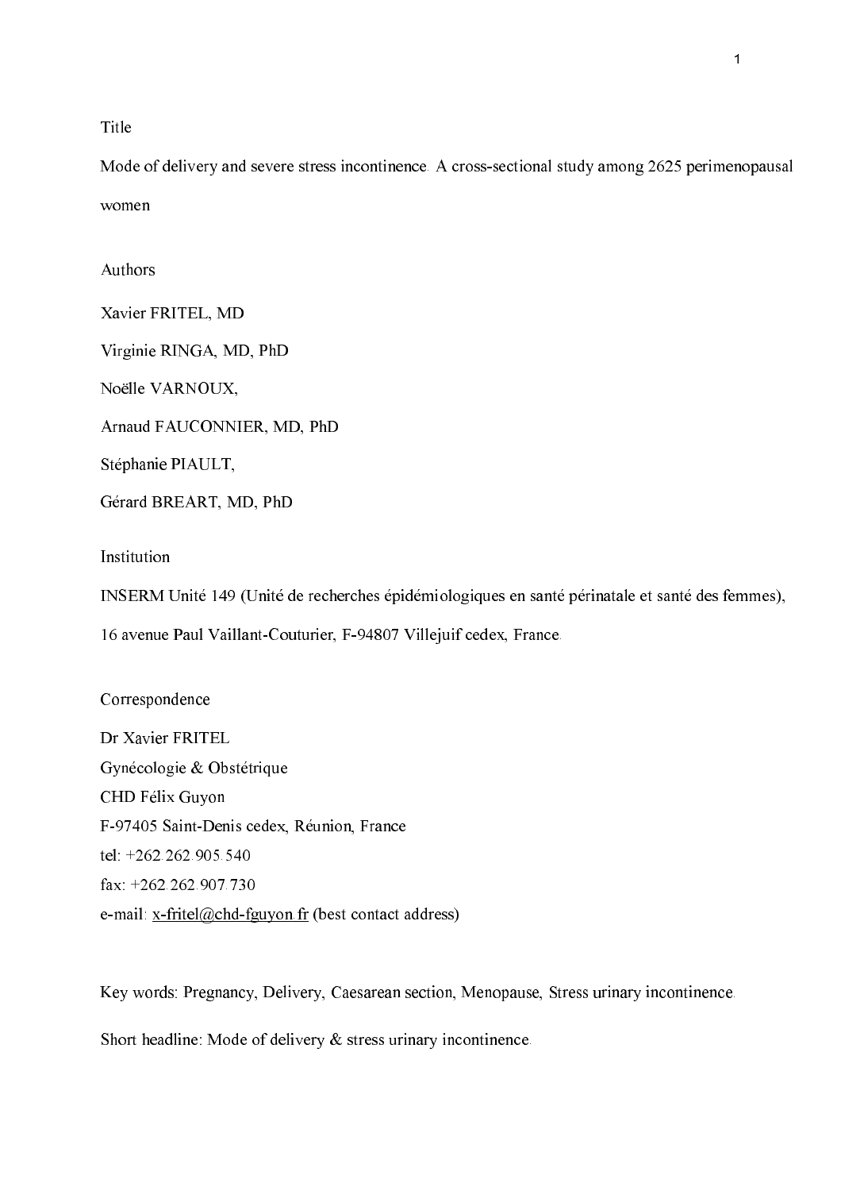Title

Mode of delivery and severe stress incontinence. A cross-sectional study among 2625 perimenopausal women

Authors

Xavier FRITEL, MD

Virginie RINGA, MD, PhD

Noëlle VARNOUX,

Arnaud FAUCONNIER, MD, PhD

Stéphanie PIAULT,

Gérard BREART, MD, PhD

Institution

INSERM Unité 149 (Unité de recherches épidémiologiques en santé périnatale et santé des femmes), 16 avenue Paul Vaillant-Couturier, F-94807 Villejuif cedex, France.

Correspondence

Dr Xavier FRITEL

Gynécologie & Obstétrique

CHD Félix Guyon

F-97405 Saint-Denis cedex, Réunion, France

tel: +262.262.905.540

fax: +262.262.907.730

e-mail: x-fritel@chd-fguyon.fr (best contact address)

Key words: Pregnancy, Delivery, Caesarean section, Menopause, Stress urinary incontinence.

Short headline: Mode of delivery & stress urinary incontinence.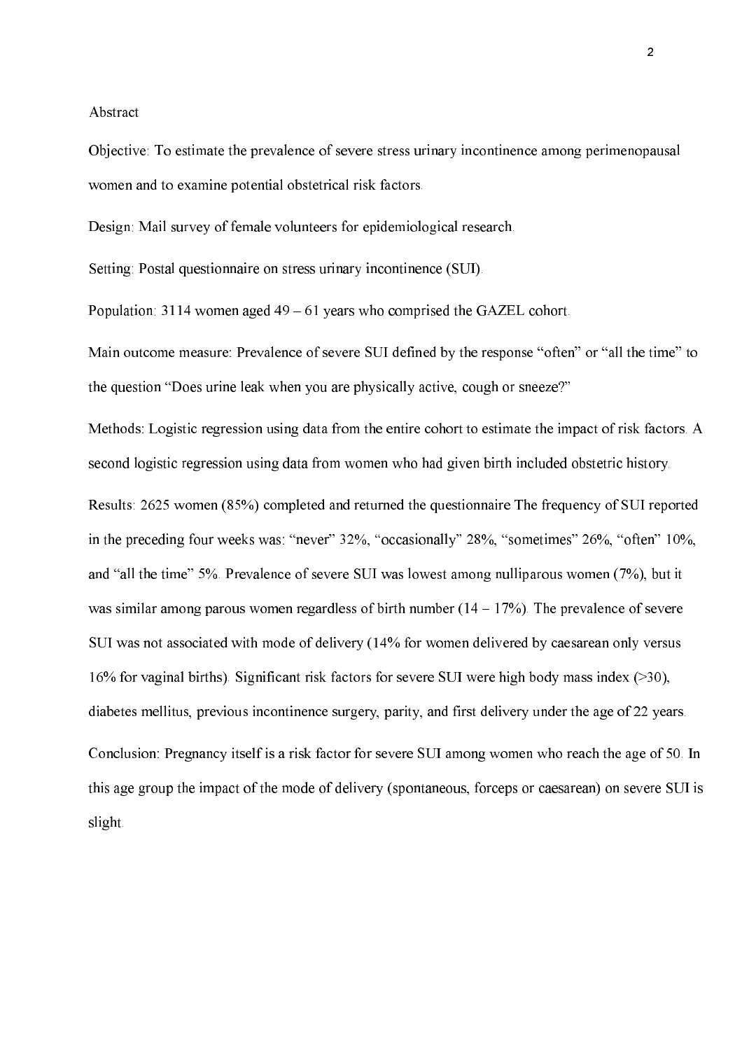## Abstract

Objective: To estimate the prevalence of severe stress urinary incontinence among perimenopausal women and to examine potential obstetrical risk factors.

Design: Mail survey of female volunteers for epidemiological research.

Setting: Postal questionnaire on stress urinary incontinence (SUI).

Population: 3114 women aged 49 – 61 years who comprised the GAZEL cohort.

Main outcome measure: Prevalence of severe SUI defined by the response "often" or "all the time" to the question "Does urine leak when you are physically active, cough or sneeze?"

Methods: Logistic regression using data from the entire cohort to estimate the impact of risk factors. A second logistic regression using data from women who had given birth included obstetric history.

Results: 2625 women (85%) completed and returned the questionnaire The frequency of SUI reported in the preceding four weeks was: "never" 32%, "occasionally" 28%, "sometimes" 26%, "often" 10%, and "all the time" 5%. Prevalence of severe SUI was lowest among nulliparous women (7%), but it was similar among parous women regardless of birth number (14 – 17%). The prevalence of severe SUI was not associated with mode of delivery (14% for women delivered by caesarean only versus 16% for vaginal births). Significant risk factors for severe SUI were high body mass index (>30), diabetes mellitus, previous incontinence surgery, parity, and first delivery under the age of 22 years.

Conclusion: Pregnancy itself is a risk factor for severe SUI among women who reach the age of 50. In this age group the impact of the mode of delivery (spontaneous, forceps or caesarean) on severe SUI is slight.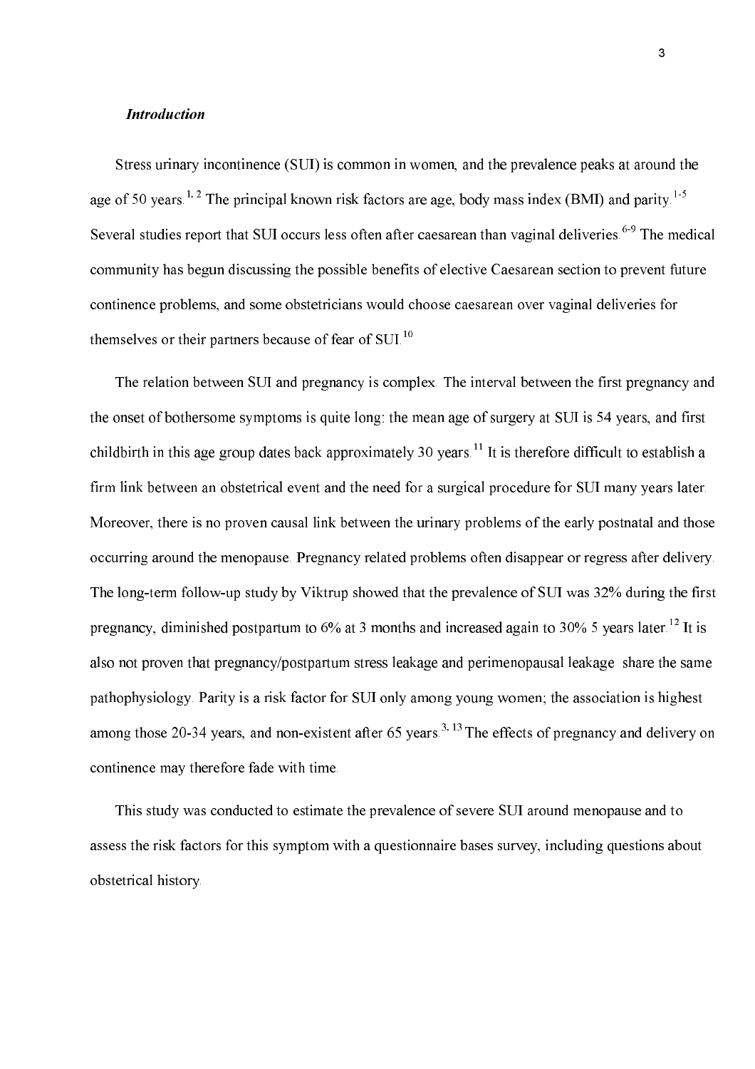### *Introduction*

Stress urinary incontinence (SUI) is common in women, and the prevalence peaks at around the age of 50 years.[1, 2] The principal known risk factors are age, body mass index (BMI) and parity.[1-5] Several studies report that SUI occurs less often after caesarean than vaginal deliveries.[6-9] The medical community has begun discussing the possible benefits of elective Caesarean section to prevent future continence problems, and some obstetricians would choose caesarean over vaginal deliveries for themselves or their partners because of fear of SUI.[10]

The relation between SUI and pregnancy is complex. The interval between the first pregnancy and the onset of bothersome symptoms is quite long: the mean age of surgery at SUI is 54 years, and first childbirth in this age group dates back approximately 30 years.[11] It is therefore difficult to establish a firm link between an obstetrical event and the need for a surgical procedure for SUI many years later. Moreover, there is no proven causal link between the urinary problems of the early postnatal and those occurring around the menopause. Pregnancy related problems often disappear or regress after delivery. The long-term follow-up study by Viktrup showed that the prevalence of SUI was 32% during the first pregnancy, diminished postpartum to 6% at 3 months and increased again to 30% 5 years later.[12] It is also not proven that pregnancy/postpartum stress leakage and perimenopausal leakage share the same pathophysiology. Parity is a risk factor for SUI only among young women; the association is highest among those 20-34 years, and non-existent after 65 years.[3, 13] The effects of pregnancy and delivery on continence may therefore fade with time.

This study was conducted to estimate the prevalence of severe SUI around menopause and to assess the risk factors for this symptom with a questionnaire bases survey, including questions about obstetrical history.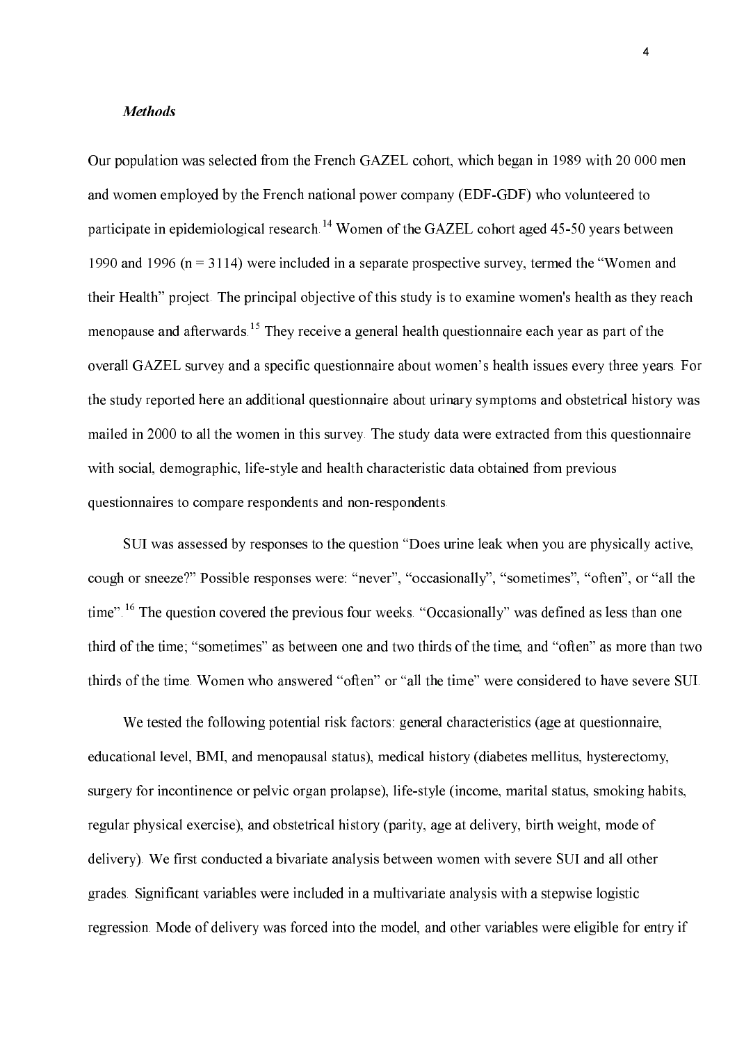### *Methods*

Our population was selected from the French GAZEL cohort, which began in 1989 with 20 000 men and women employed by the French national power company (EDF-GDF) who volunteered to participate in epidemiological research.[14] Women of the GAZEL cohort aged 45-50 years between 1990 and 1996 (n = 3114) were included in a separate prospective survey, termed the "Women and their Health" project. The principal objective of this study is to examine women's health as they reach menopause and afterwards.[15] They receive a general health questionnaire each year as part of the overall GAZEL survey and a specific questionnaire about women's health issues every three years. For the study reported here an additional questionnaire about urinary symptoms and obstetrical history was mailed in 2000 to all the women in this survey. The study data were extracted from this questionnaire with social, demographic, life-style and health characteristic data obtained from previous questionnaires to compare respondents and non-respondents.

SUI was assessed by responses to the question "Does urine leak when you are physically active, cough or sneeze?" Possible responses were: "never", "occasionally", "sometimes", "often", or "all the time".[16] The question covered the previous four weeks. "Occasionally" was defined as less than one third of the time; "sometimes" as between one and two thirds of the time, and "often" as more than two thirds of the time. Women who answered "often" or "all the time" were considered to have severe SUI.

We tested the following potential risk factors: general characteristics (age at questionnaire, educational level, BMI, and menopausal status), medical history (diabetes mellitus, hysterectomy, surgery for incontinence or pelvic organ prolapse), life-style (income, marital status, smoking habits, regular physical exercise), and obstetrical history (parity, age at delivery, birth weight, mode of delivery). We first conducted a bivariate analysis between women with severe SUI and all other grades. Significant variables were included in a multivariate analysis with a stepwise logistic regression. Mode of delivery was forced into the model, and other variables were eligible for entry if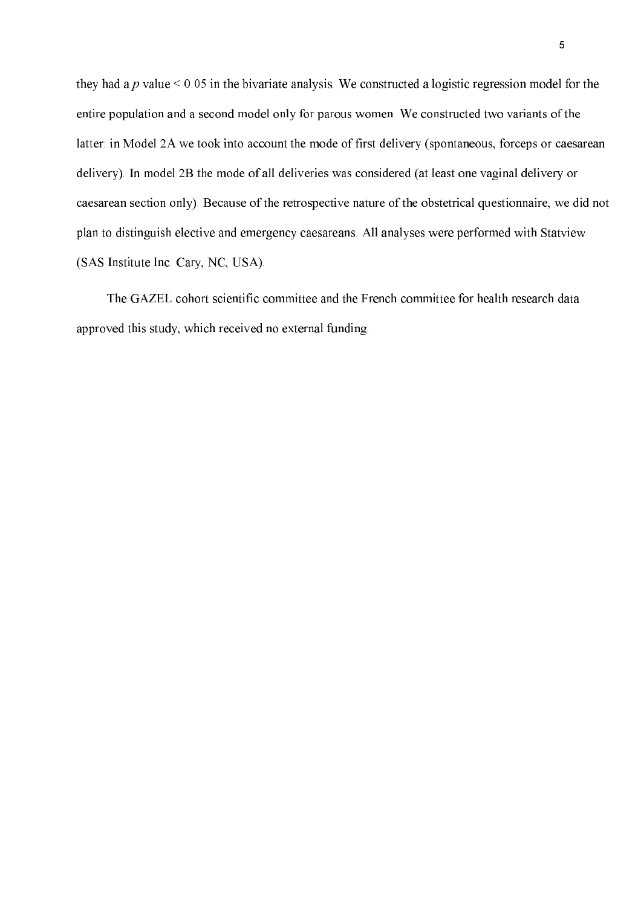they had a $p$ value $< 0.05$ in the bivariate analysis. We constructed a logistic regression model for the entire population and a second model only for parous women. We constructed two variants of the latter: in Model 2A we took into account the mode of first delivery (spontaneous, forceps or caesarean delivery). In model 2B the mode of all deliveries was considered (at least one vaginal delivery or caesarean section only). Because of the retrospective nature of the obstetrical questionnaire, we did not plan to distinguish elective and emergency caesareans. All analyses were performed with Statview (SAS Institute Inc. Cary, NC, USA).

The GAZEL cohort scientific committee and the French committee for health research data approved this study, which received no external funding.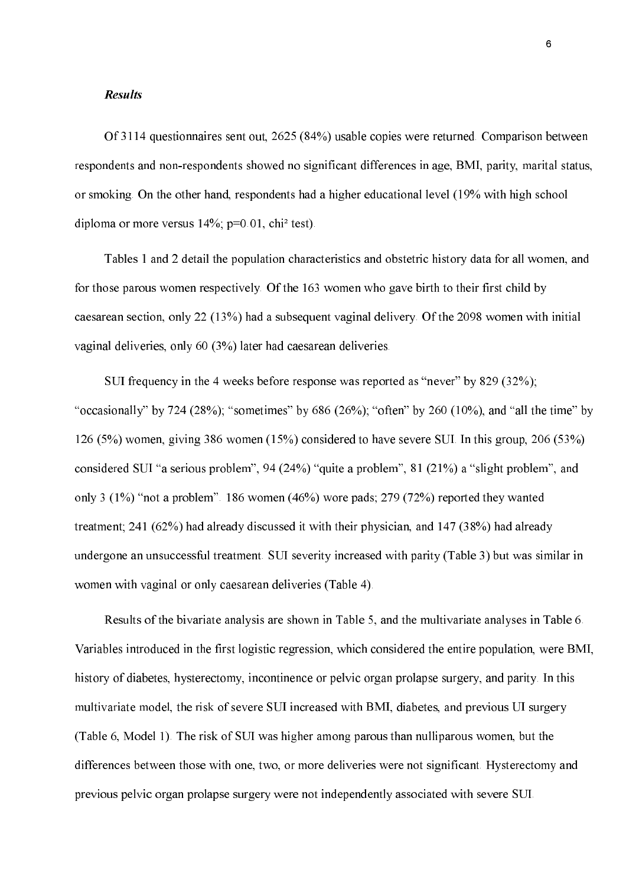***Results***

Of 3114 questionnaires sent out, 2625 (84%) usable copies were returned. Comparison between respondents and non-respondents showed no significant differences in age, BMI, parity, marital status, or smoking. On the other hand, respondents had a higher educational level (19% with high school diploma or more versus 14%; p=0.01, chi² test).

Tables 1 and 2 detail the population characteristics and obstetric history data for all women, and for those parous women respectively. Of the 163 women who gave birth to their first child by caesarean section, only 22 (13%) had a subsequent vaginal delivery. Of the 2098 women with initial vaginal deliveries, only 60 (3%) later had caesarean deliveries.

SUI frequency in the 4 weeks before response was reported as "never" by 829 (32%); "occasionally" by 724 (28%); "sometimes" by 686 (26%); "often" by 260 (10%), and "all the time" by 126 (5%) women, giving 386 women (15%) considered to have severe SUI. In this group, 206 (53%) considered SUI "a serious problem", 94 (24%) "quite a problem", 81 (21%) a "slight problem", and only 3 (1%) "not a problem". 186 women (46%) wore pads; 279 (72%) reported they wanted treatment; 241 (62%) had already discussed it with their physician, and 147 (38%) had already undergone an unsuccessful treatment. SUI severity increased with parity (Table 3) but was similar in women with vaginal or only caesarean deliveries (Table 4).

Results of the bivariate analysis are shown in Table 5, and the multivariate analyses in Table 6. Variables introduced in the first logistic regression, which considered the entire population, were BMI, history of diabetes, hysterectomy, incontinence or pelvic organ prolapse surgery, and parity. In this multivariate model, the risk of severe SUI increased with BMI, diabetes, and previous UI surgery (Table 6, Model 1). The risk of SUI was higher among parous than nulliparous women, but the differences between those with one, two, or more deliveries were not significant. Hysterectomy and previous pelvic organ prolapse surgery were not independently associated with severe SUI.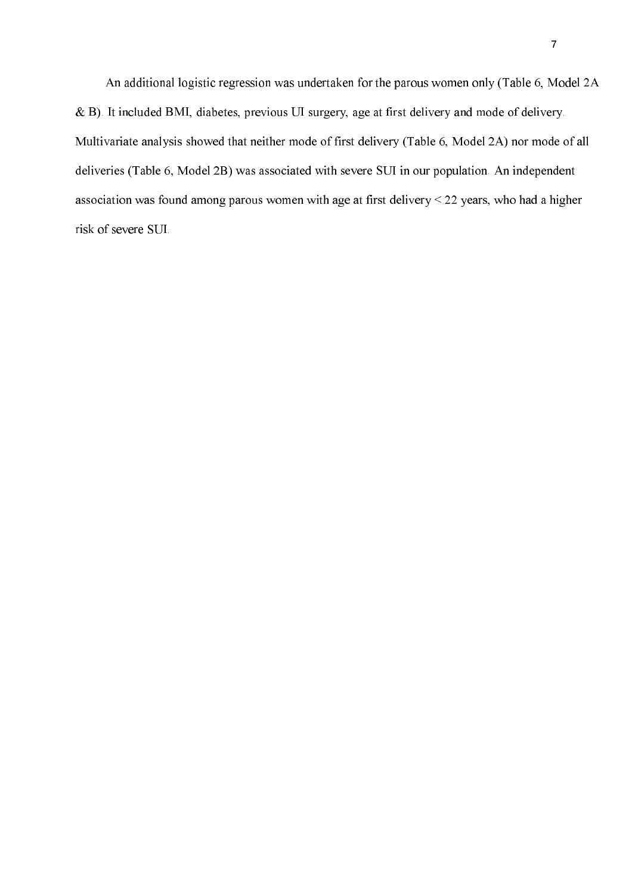An additional logistic regression was undertaken for the parous women only (Table 6, Model 2A & B). It included BMI, diabetes, previous UI surgery, age at first delivery and mode of delivery. Multivariate analysis showed that neither mode of first delivery (Table 6, Model 2A) nor mode of all deliveries (Table 6, Model 2B) was associated with severe SUI in our population. An independent association was found among parous women with age at first delivery < 22 years, who had a higher risk of severe SUI.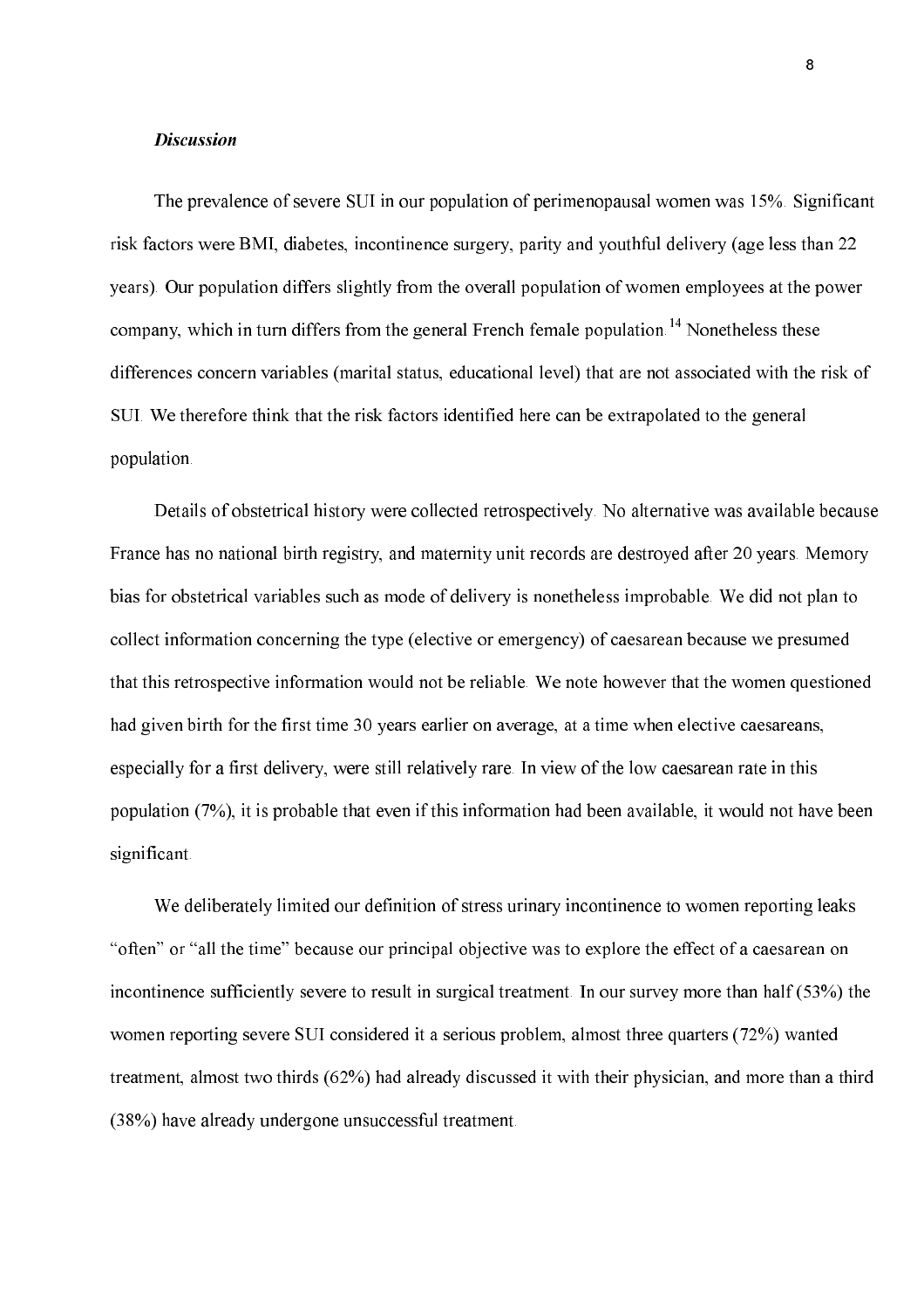### *Discussion*

The prevalence of severe SUI in our population of perimenopausal women was 15%. Significant risk factors were BMI, diabetes, incontinence surgery, parity and youthful delivery (age less than 22 years). Our population differs slightly from the overall population of women employees at the power company, which in turn differs from the general French female population.[14] Nonetheless these differences concern variables (marital status, educational level) that are not associated with the risk of SUI. We therefore think that the risk factors identified here can be extrapolated to the general population.

Details of obstetrical history were collected retrospectively. No alternative was available because France has no national birth registry, and maternity unit records are destroyed after 20 years. Memory bias for obstetrical variables such as mode of delivery is nonetheless improbable. We did not plan to collect information concerning the type (elective or emergency) of caesarean because we presumed that this retrospective information would not be reliable. We note however that the women questioned had given birth for the first time 30 years earlier on average, at a time when elective caesareans, especially for a first delivery, were still relatively rare. In view of the low caesarean rate in this population (7%), it is probable that even if this information had been available, it would not have been significant.

We deliberately limited our definition of stress urinary incontinence to women reporting leaks "often" or "all the time" because our principal objective was to explore the effect of a caesarean on incontinence sufficiently severe to result in surgical treatment. In our survey more than half (53%) the women reporting severe SUI considered it a serious problem, almost three quarters (72%) wanted treatment, almost two thirds (62%) had already discussed it with their physician, and more than a third (38%) have already undergone unsuccessful treatment.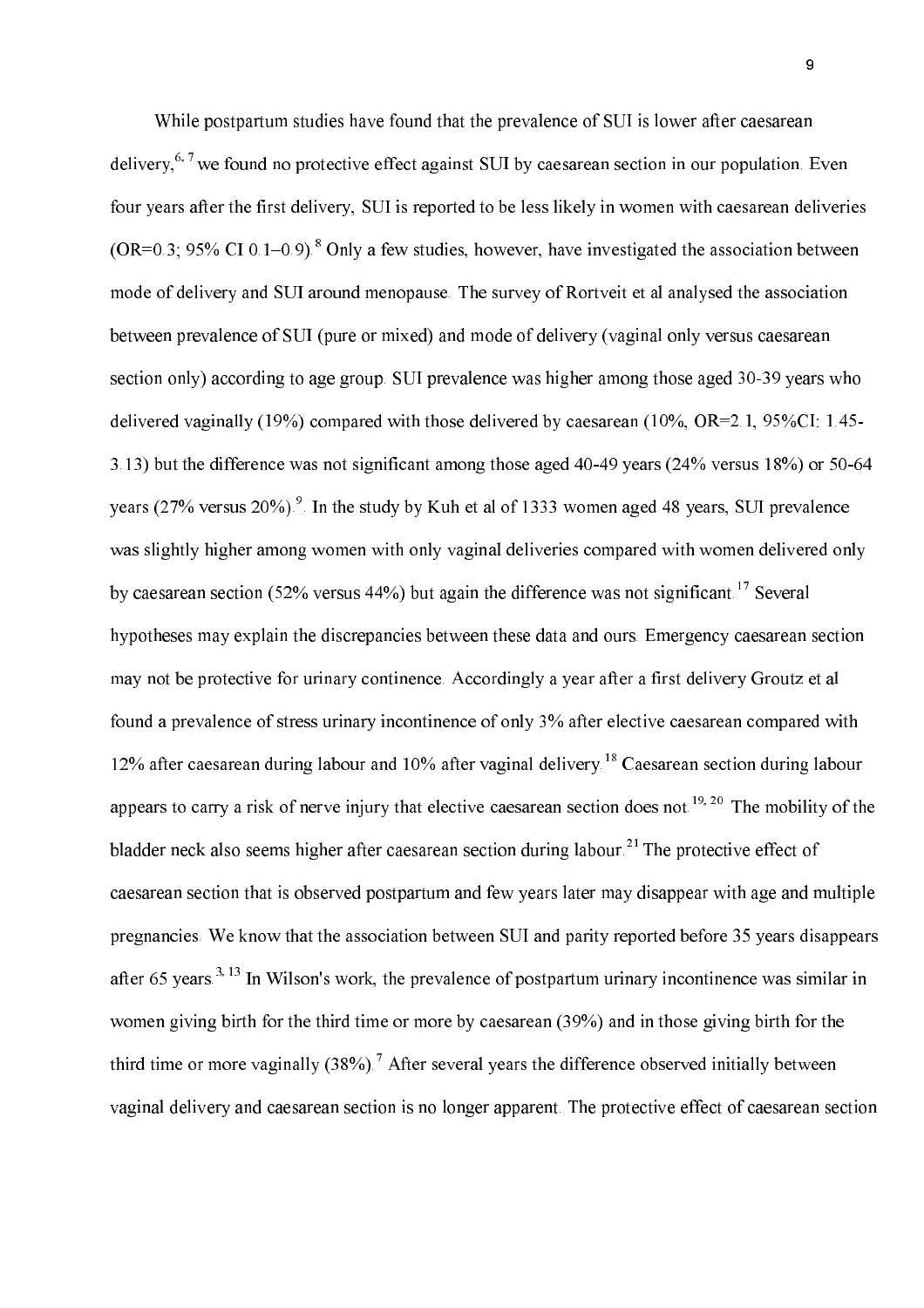While postpartum studies have found that the prevalence of SUI is lower after caesarean delivery,[6, 7] we found no protective effect against SUI by caesarean section in our population. Even four years after the first delivery, SUI is reported to be less likely in women with caesarean deliveries (OR=0.3; 95% CI 0.1–0.9).[8] Only a few studies, however, have investigated the association between mode of delivery and SUI around menopause. The survey of Rortveit et al analysed the association between prevalence of SUI (pure or mixed) and mode of delivery (vaginal only versus caesarean section only) according to age group. SUI prevalence was higher among those aged 30-39 years who delivered vaginally (19%) compared with those delivered by caesarean (10%, OR=2.1, 95%CI: 1.45-3.13) but the difference was not significant among those aged 40-49 years (24% versus 18%) or 50-64 years (27% versus 20%).[9]. In the study by Kuh et al of 1333 women aged 48 years, SUI prevalence was slightly higher among women with only vaginal deliveries compared with women delivered only by caesarean section (52% versus 44%) but again the difference was not significant.[17] Several hypotheses may explain the discrepancies between these data and ours. Emergency caesarean section may not be protective for urinary continence. Accordingly a year after a first delivery Groutz et al found a prevalence of stress urinary incontinence of only 3% after elective caesarean compared with 12% after caesarean during labour and 10% after vaginal delivery.[18] Caesarean section during labour appears to carry a risk of nerve injury that elective caesarean section does not.[19, 20] The mobility of the bladder neck also seems higher after caesarean section during labour.[21] The protective effect of caesarean section that is observed postpartum and few years later may disappear with age and multiple pregnancies. We know that the association between SUI and parity reported before 35 years disappears after 65 years.[3, 13] In Wilson's work, the prevalence of postpartum urinary incontinence was similar in women giving birth for the third time or more by caesarean (39%) and in those giving birth for the third time or more vaginally (38%).[7] After several years the difference observed initially between vaginal delivery and caesarean section is no longer apparent. The protective effect of caesarean section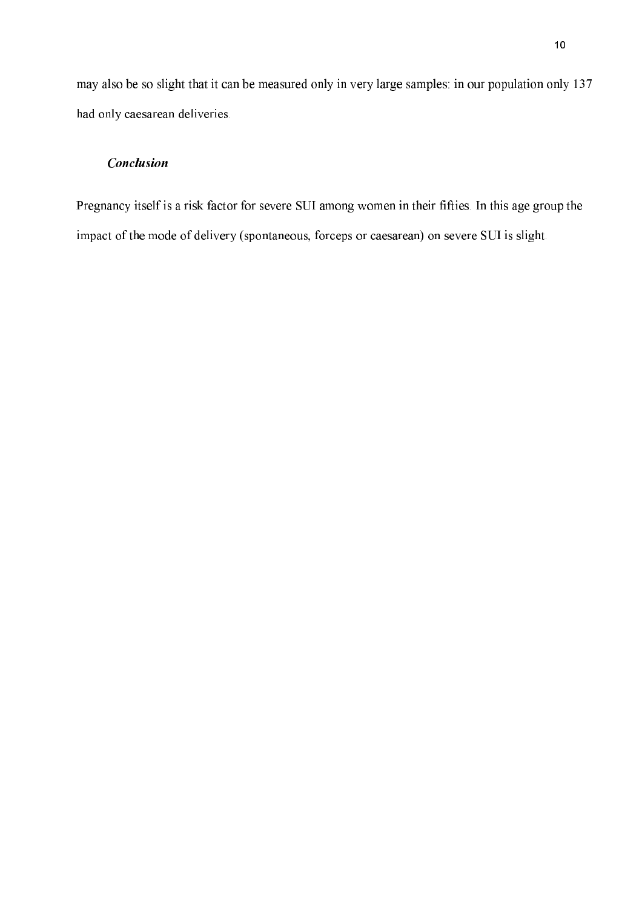may also be so slight that it can be measured only in very large samples: in our population only 137 had only caesarean deliveries.

### *Conclusion*

Pregnancy itself is a risk factor for severe SUI among women in their fifties. In this age group the impact of the mode of delivery (spontaneous, forceps or caesarean) on severe SUI is slight.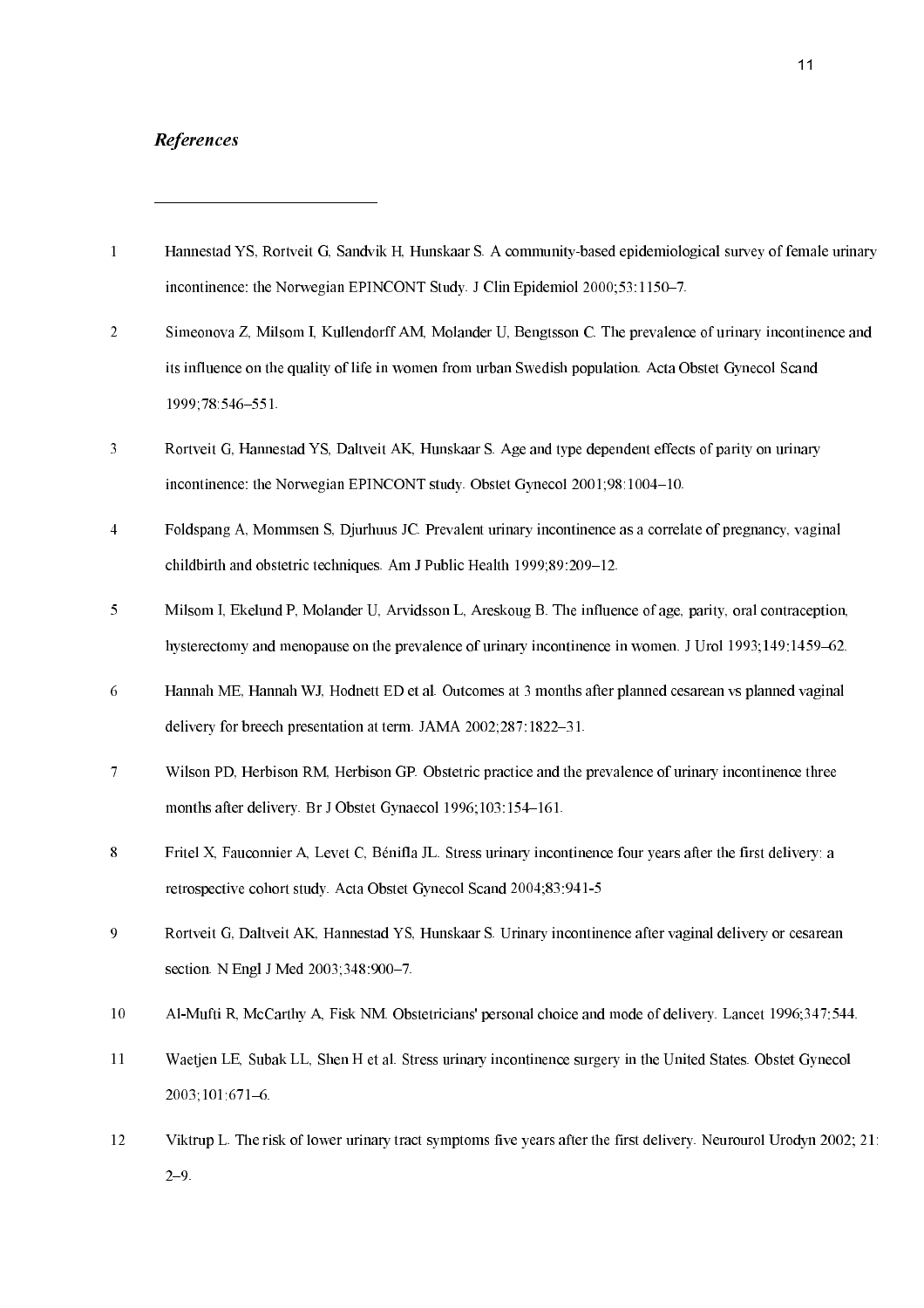### *References*

1. Hannestad YS, Rortveit G, Sandvik H, Hunskaar S. A community-based epidemiological survey of female urinary incontinence: the Norwegian EPINCONT Study. J Clin Epidemiol 2000;53:1150–7.
2. Simeonova Z, Milsom I, Kullendorff AM, Molander U, Bengtsson C. The prevalence of urinary incontinence and its influence on the quality of life in women from urban Swedish population. Acta Obstet Gynecol Scand 1999;78:546–551.
3. Rortveit G, Hannestad YS, Daltveit AK, Hunskaar S. Age and type dependent effects of parity on urinary incontinence: the Norwegian EPINCONT study. Obstet Gynecol 2001;98:1004–10.
4. Foldspang A, Mommsen S, Djurhuus JC. Prevalent urinary incontinence as a correlate of pregnancy, vaginal childbirth and obstetric techniques. Am J Public Health 1999;89:209–12.
5. Milsom I, Ekelund P, Molander U, Arvidsson L, Areskoug B. The influence of age, parity, oral contraception, hysterectomy and menopause on the prevalence of urinary incontinence in women. J Urol 1993;149:1459–62.
6. Hannah ME, Hannah WJ, Hodnett ED et al. Outcomes at 3 months after planned cesarean vs planned vaginal delivery for breech presentation at term. JAMA 2002;287:1822–31.
7. Wilson PD, Herbison RM, Herbison GP. Obstetric practice and the prevalence of urinary incontinence three months after delivery. Br J Obstet Gynaecol 1996;103:154–161.
8. Fritel X, Fauconnier A, Levet C, Bénifla JL. Stress urinary incontinence four years after the first delivery: a retrospective cohort study. Acta Obstet Gynecol Scand 2004;83:941-5
9. Rortveit G, Daltveit AK, Hannestad YS, Hunskaar S. Urinary incontinence after vaginal delivery or cesarean section. N Engl J Med 2003;348:900–7.
10. Al-Mufti R, McCarthy A, Fisk NM. Obstetricians' personal choice and mode of delivery. Lancet 1996;347:544.
11. Waetjen LE, Subak LL, Shen H et al. Stress urinary incontinence surgery in the United States. Obstet Gynecol 2003;101:671–6.
12. Viktrup L. The risk of lower urinary tract symptoms five years after the first delivery. Neurourol Urodyn 2002; 21: 2–9.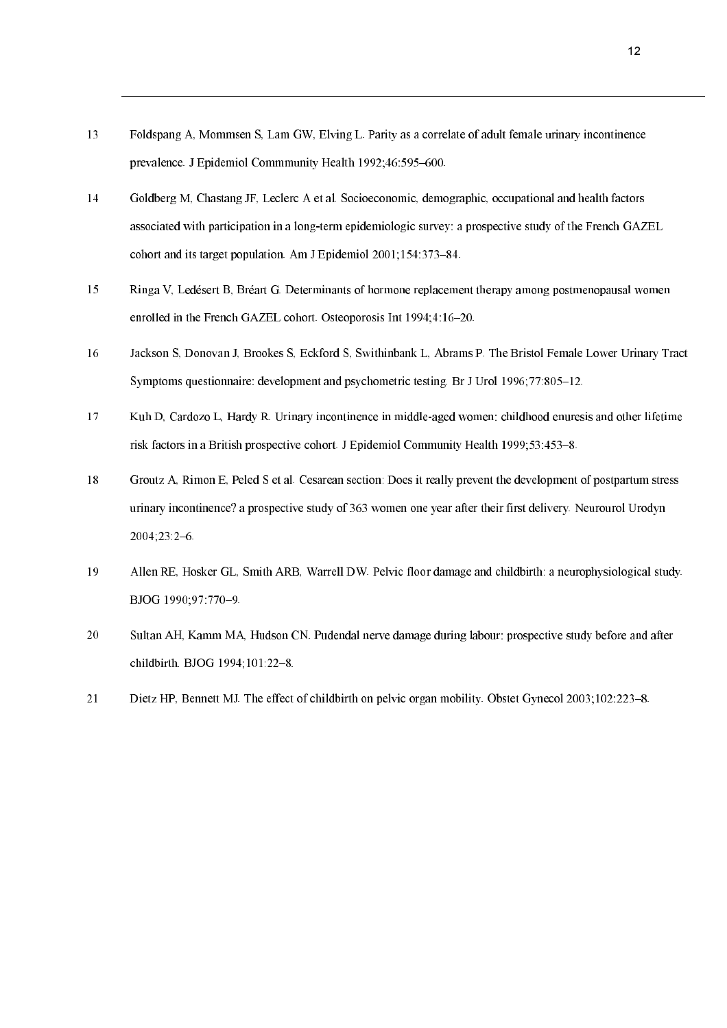13. Foldspang A, Mommsen S, Lam GW, Elving L. Parity as a correlate of adult female urinary incontinence prevalence. J Epidemiol Commmunity Health 1992;46:595–600.

14. Goldberg M, Chastang JF, Leclerc A et al. Socioeconomic, demographic, occupational and health factors associated with participation in a long-term epidemiologic survey: a prospective study of the French GAZEL cohort and its target population. Am J Epidemiol 2001;154:373–84.

15. Ringa V, Ledésert B, Bréart G. Determinants of hormone replacement therapy among postmenopausal women enrolled in the French GAZEL cohort. Osteoporosis Int 1994;4:16–20.

16. Jackson S, Donovan J, Brookes S, Eckford S, Swithinbank L, Abrams P. The Bristol Female Lower Urinary Tract Symptoms questionnaire: development and psychometric testing. Br J Urol 1996;77:805–12.

17. Kuh D, Cardozo L, Hardy R. Urinary incontinence in middle-aged women: childhood enuresis and other lifetime risk factors in a British prospective cohort. J Epidemiol Community Health 1999;53:453–8.

18. Groutz A, Rimon E, Peled S et al. Cesarean section: Does it really prevent the development of postpartum stress urinary incontinence? a prospective study of 363 women one year after their first delivery. Neurourol Urodyn 2004;23:2–6.

19. Allen RE, Hosker GL, Smith ARB, Warrell DW. Pelvic floor damage and childbirth: a neurophysiological study. BJOG 1990;97:770–9.

20. Sultan AH, Kamm MA, Hudson CN. Pudendal nerve damage during labour: prospective study before and after childbirth. BJOG 1994;101:22–8.

21. Dietz HP, Bennett MJ. The effect of childbirth on pelvic organ mobility. Obstet Gynecol 2003;102:223–8.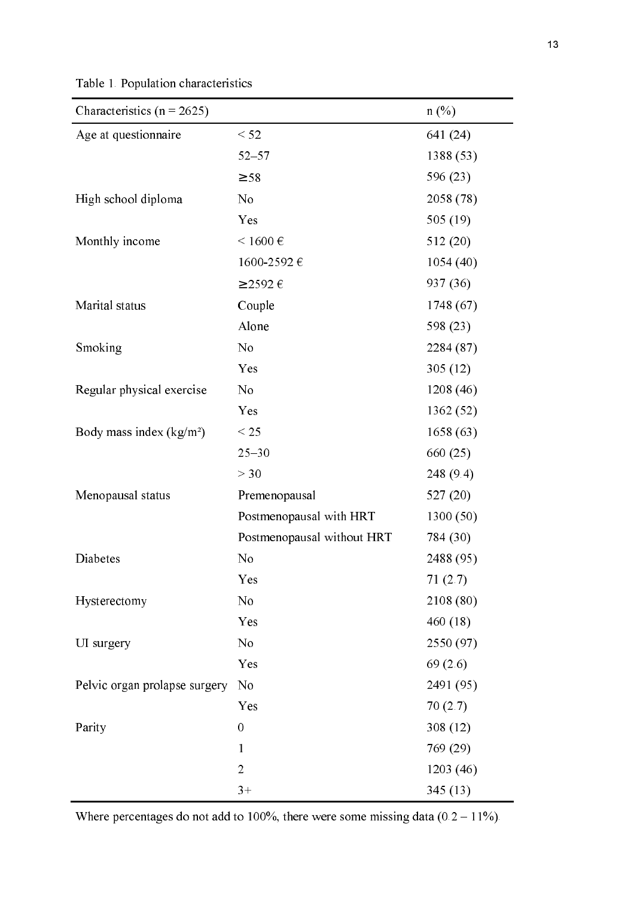Table 1. Population characteristics

| Characteristics (n = 2625) | | n (%) |
|---|---|---|
| Age at questionnaire | < 52 | 641 (24) |
| | 52–57 | 1388 (53) |
| | ≥58 | 596 (23) |
| High school diploma | No | 2058 (78) |
| | Yes | 505 (19) |
| Monthly income | < 1600 € | 512 (20) |
| | 1600-2592 € | 1054 (40) |
| | ≥2592 € | 937 (36) |
| Marital status | Couple | 1748 (67) |
| | Alone | 598 (23) |
| Smoking | No | 2284 (87) |
| | Yes | 305 (12) |
| Regular physical exercise | No | 1208 (46) |
| | Yes | 1362 (52) |
| Body mass index (kg/m²) | < 25 | 1658 (63) |
| | 25–30 | 660 (25) |
| | > 30 | 248 (9.4) |
| Menopausal status | Premenopausal | 527 (20) |
| | Postmenopausal with HRT | 1300 (50) |
| | Postmenopausal without HRT | 784 (30) |
| Diabetes | No | 2488 (95) |
| | Yes | 71 (2.7) |
| Hysterectomy | No | 2108 (80) |
| | Yes | 460 (18) |
| UI surgery | No | 2550 (97) |
| | Yes | 69 (2.6) |
| Pelvic organ prolapse surgery | No | 2491 (95) |
| | Yes | 70 (2.7) |
| Parity | 0 | 308 (12) |
| | 1 | 769 (29) |
| | 2 | 1203 (46) |
| | 3+ | 345 (13) |

Where percentages do not add to 100%, there were some missing data (0.2 – 11%).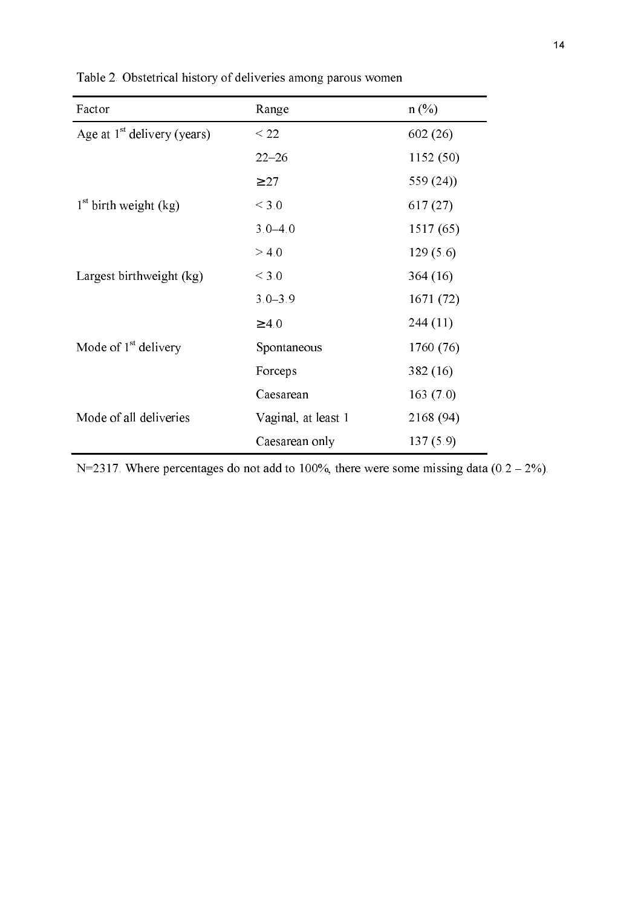Table 2. Obstetrical history of deliveries among parous women

| Factor | Range | n (%) |
| --- | --- | --- |
| Age at 1st delivery (years) | < 22 | 602 (26) |
| | 22–26 | 1152 (50) |
| | ≥27 | 559 (24)) |
| 1st birth weight (kg) | < 3.0 | 617 (27) |
| | 3.0–4.0 | 1517 (65) |
| | > 4.0 | 129 (5.6) |
| Largest birthweight (kg) | < 3.0 | 364 (16) |
| | 3.0–3.9 | 1671 (72) |
| | ≥4.0 | 244 (11) |
| Mode of 1st delivery | Spontaneous | 1760 (76) |
| | Forceps | 382 (16) |
| | Caesarean | 163 (7.0) |
| Mode of all deliveries | Vaginal, at least 1 | 2168 (94) |
| | Caesarean only | 137 (5.9) |

N=2317. Where percentages do not add to 100%, there were some missing data (0.2 – 2%).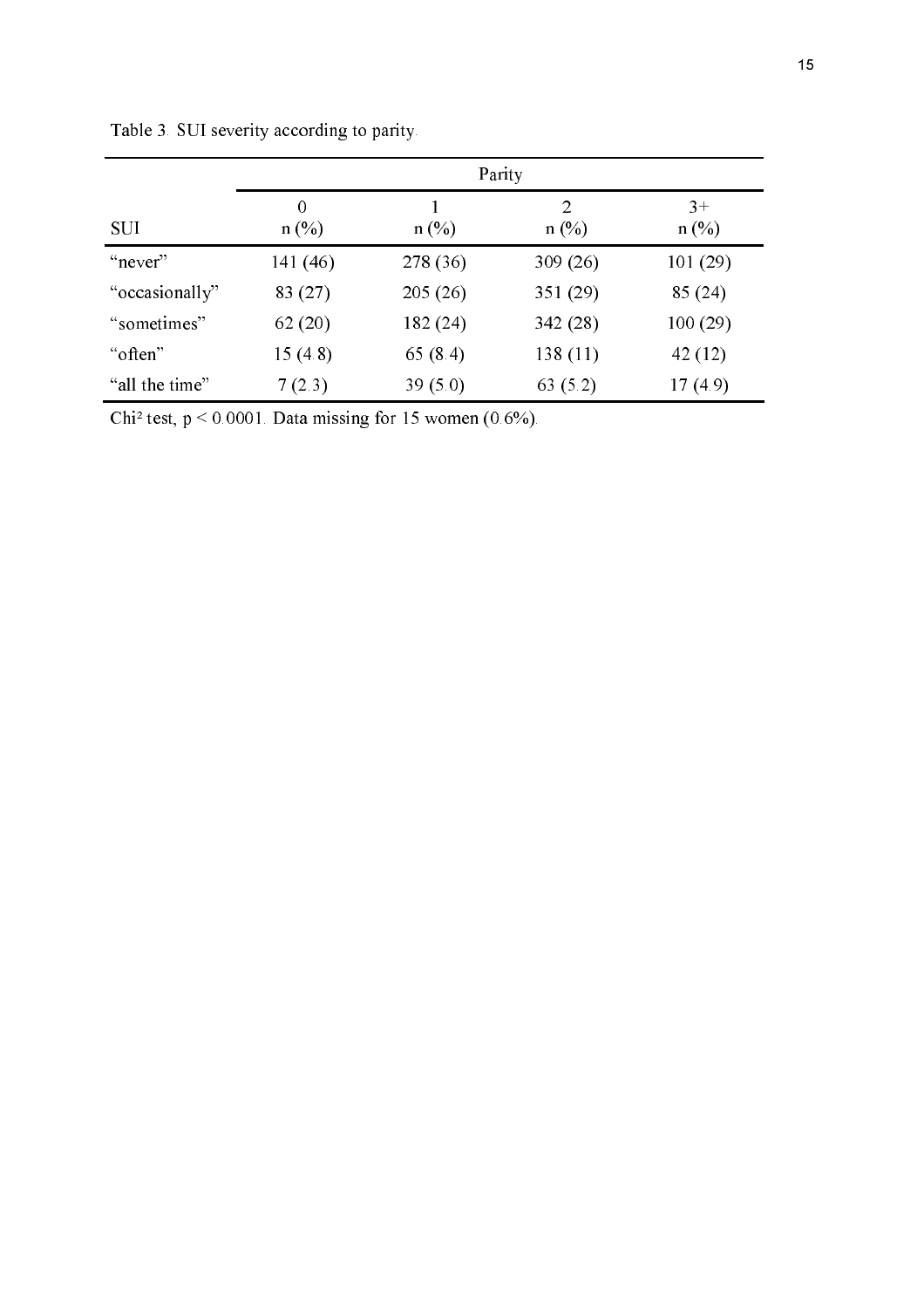Table 3. SUI severity according to parity.

| | Parity | | | |
|---|---|---|---|---|
| SUI | 0<br>n (%) | 1<br>n (%) | 2<br>n (%) | 3+<br>n (%) |
| “never” | 141 (46) | 278 (36) | 309 (26) | 101 (29) |
| “occasionally” | 83 (27) | 205 (26) | 351 (29) | 85 (24) |
| “sometimes” | 62 (20) | 182 (24) | 342 (28) | 100 (29) |
| “often” | 15 (4.8) | 65 (8.4) | 138 (11) | 42 (12) |
| “all the time” | 7 (2.3) | 39 (5.0) | 63 (5.2) | 17 (4.9) |

$Chi^2$ test, $p < 0.0001$. Data missing for 15 women (0.6%).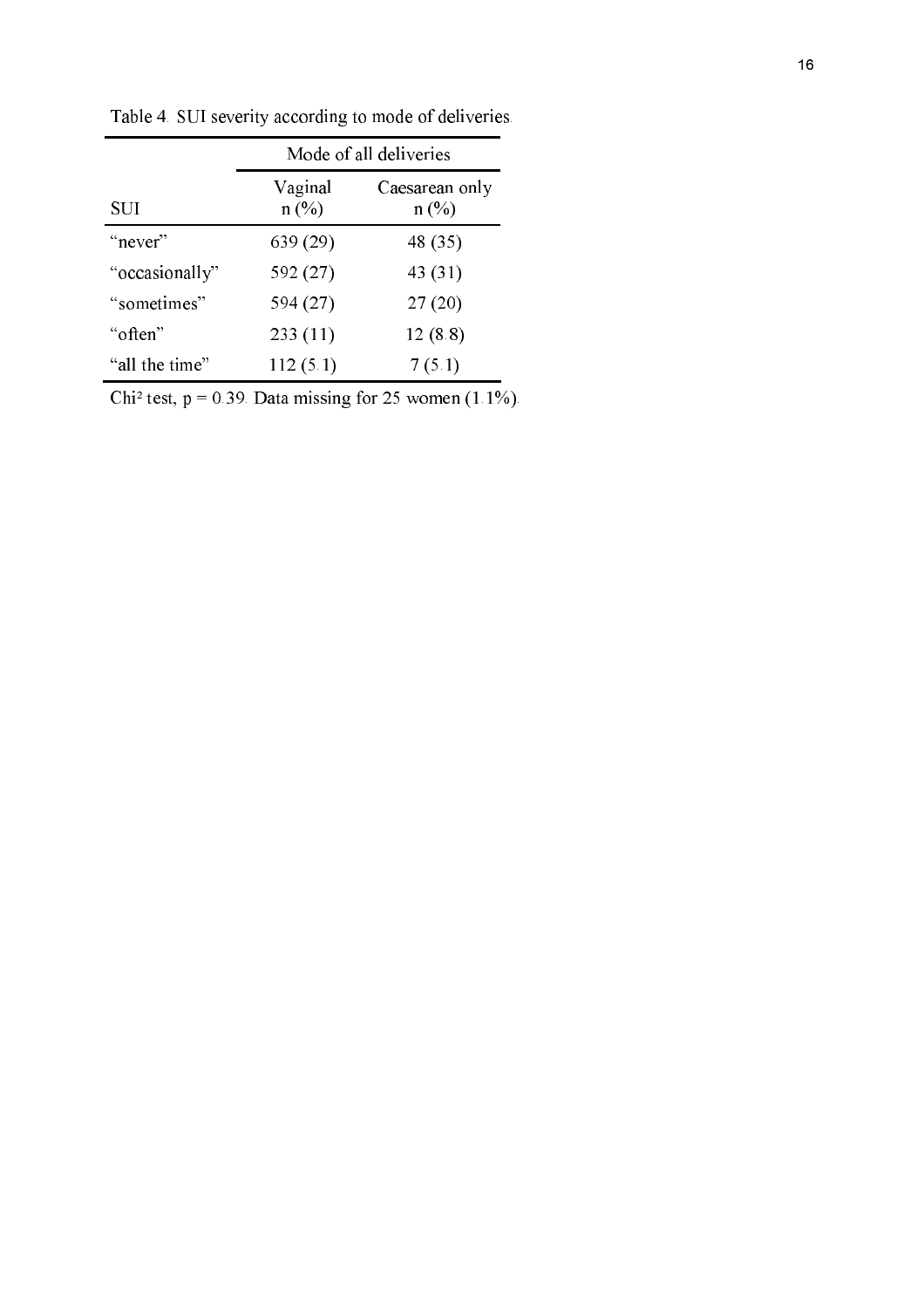Table 4. SUI severity according to mode of deliveries.

| | Mode of all deliveries | |
|---|---|---|
| SUI | Vaginal n (%) | Caesarean only n (%) |
| "never" | 639 (29) | 48 (35) |
| "occasionally" | 592 (27) | 43 (31) |
| "sometimes" | 594 (27) | 27 (20) |
| "often" | 233 (11) | 12 (8.8) |
| "all the time" | 112 (5.1) | 7 (5.1) |

$Chi^2$ test, $p = 0.39$. Data missing for 25 women (1.1%).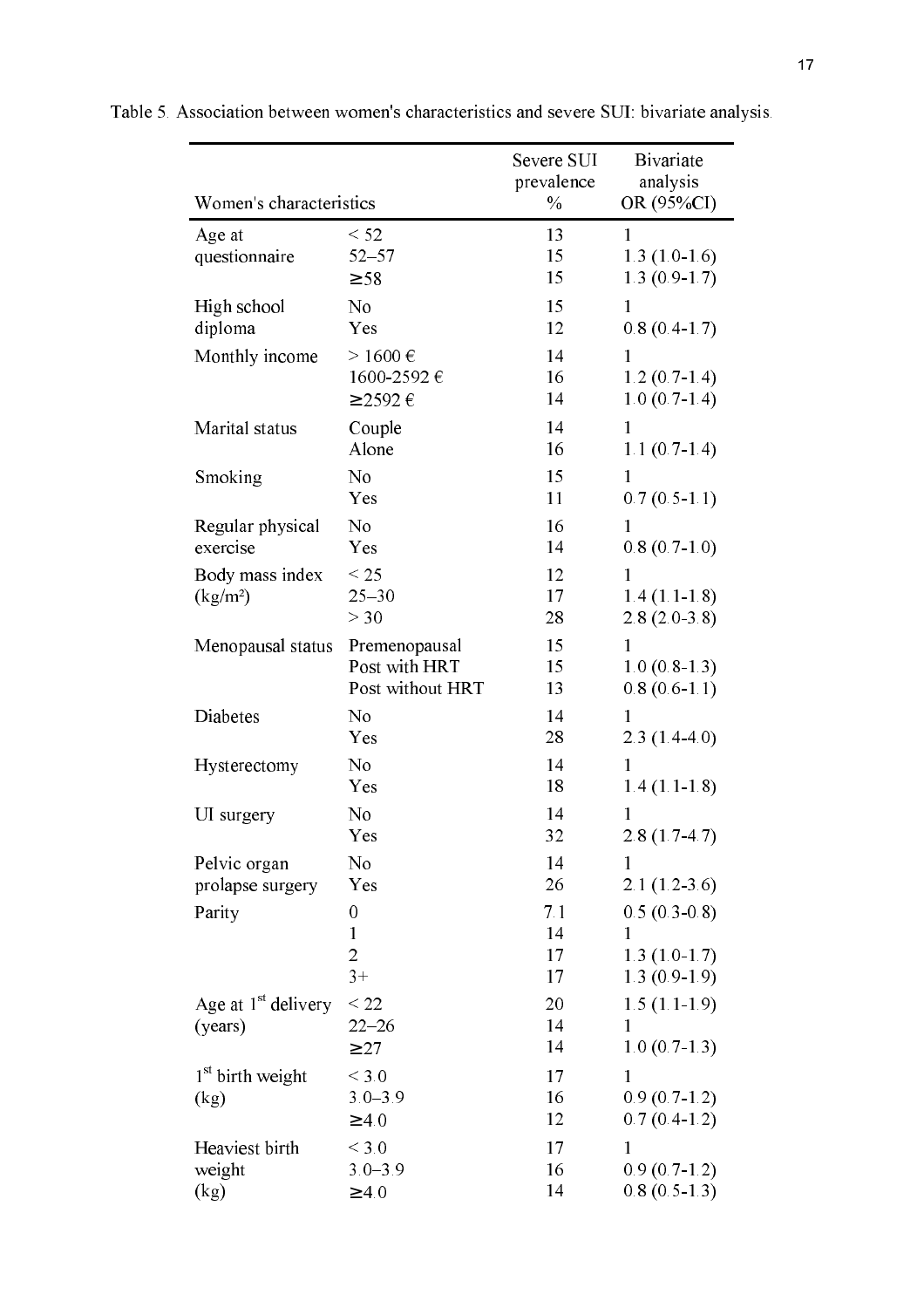Table 5. Association between women's characteristics and severe SUI: bivariate analysis.

| Women's characteristics | | Severe SUI prevalence % | Bivariate analysis OR (95%CI) |
|---|---|---|---|
| Age at questionnaire | < 52 | 13 | 1 |
| | 52–57 | 15 | 1.3 (1.0-1.6) |
| | ≥58 | 15 | 1.3 (0.9-1.7) |
| High school diploma | No | 15 | 1 |
| | Yes | 12 | 0.8 (0.4-1.7) |
| Monthly income | > 1600 € | 14 | 1 |
| | 1600-2592 € | 16 | 1.2 (0.7-1.4) |
| | ≥2592 € | 14 | 1.0 (0.7-1.4) |
| Marital status | Couple | 14 | 1 |
| | Alone | 16 | 1.1 (0.7-1.4) |
| Smoking | No | 15 | 1 |
| | Yes | 11 | 0.7 (0.5-1.1) |
| Regular physical exercise | No | 16 | 1 |
| | Yes | 14 | 0.8 (0.7-1.0) |
| Body mass index (kg/m²) | < 25 | 12 | 1 |
| | 25–30 | 17 | 1.4 (1.1-1.8) |
| | > 30 | 28 | 2.8 (2.0-3.8) |
| Menopausal status | Premenopausal | 15 | 1 |
| | Post with HRT | 15 | 1.0 (0.8-1.3) |
| | Post without HRT | 13 | 0.8 (0.6-1.1) |
| Diabetes | No | 14 | 1 |
| | Yes | 28 | 2.3 (1.4-4.0) |
| Hysterectomy | No | 14 | 1 |
| | Yes | 18 | 1.4 (1.1-1.8) |
| UI surgery | No | 14 | 1 |
| | Yes | 32 | 2.8 (1.7-4.7) |
| Pelvic organ prolapse surgery | No | 14 | 1 |
| | Yes | 26 | 2.1 (1.2-3.6) |
| Parity | 0 | 7.1 | 0.5 (0.3-0.8) |
| | 1 | 14 | 1 |
| | 2 | 17 | 1.3 (1.0-1.7) |
| | 3+ | 17 | 1.3 (0.9-1.9) |
| Age at 1st delivery (years) | < 22 | 20 | 1.5 (1.1-1.9) |
| | 22–26 | 14 | 1 |
| | ≥27 | 14 | 1.0 (0.7-1.3) |
| 1st birth weight (kg) | < 3.0 | 17 | 1 |
| | 3.0–3.9 | 16 | 0.9 (0.7-1.2) |
| | ≥4.0 | 12 | 0.7 (0.4-1.2) |
| Heaviest birth weight (kg) | < 3.0 | 17 | 1 |
| | 3.0–3.9 | 16 | 0.9 (0.7-1.2) |
| | ≥4.0 | 14 | 0.8 (0.5-1.3) |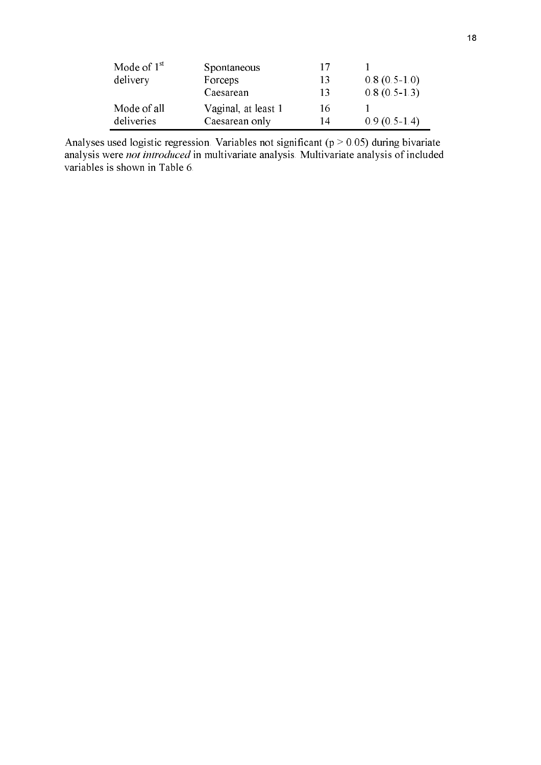| | | | |
|---|---|---|---|
| Mode of 1st delivery | Spontaneous | 17 | 1 |
| | Forceps | 13 | 0.8 (0.5-1.0) |
| | Caesarean | 13 | 0.8 (0.5-1.3) |
| Mode of all deliveries | Vaginal, at least 1 | 16 | 1 |
| | Caesarean only | 14 | 0.9 (0.5-1.4) |

Analyses used logistic regression. Variables not significant ($p > 0.05$) during bivariate analysis were *not introduced* in multivariate analysis. Multivariate analysis of included variables is shown in Table 6.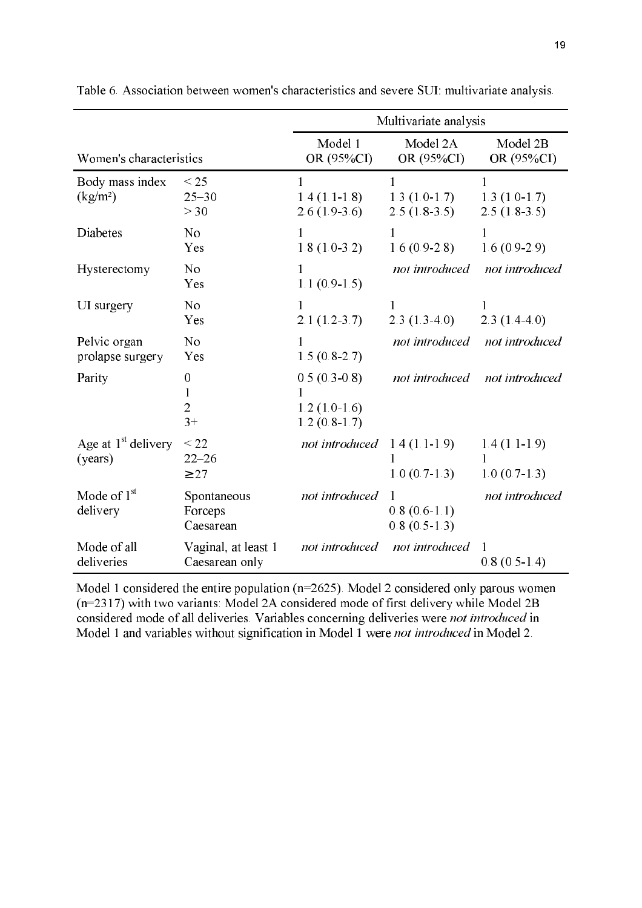Table 6. Association between women's characteristics and severe SUI: multivariate analysis.

| | | Multivariate analysis | | |
|---|---|---|---|---|
| Women's characteristics | | Model 1 OR (95%CI) | Model 2A OR (95%CI) | Model 2B OR (95%CI) |
| Body mass index (kg/m²) | < 25 | 1 | 1 | 1 |
| | 25–30 | 1.4 (1.1-1.8) | 1.3 (1.0-1.7) | 1.3 (1.0-1.7) |
| | > 30 | 2.6 (1.9-3.6) | 2.5 (1.8-3.5) | 2.5 (1.8-3.5) |
| Diabetes | No | 1 | 1 | 1 |
| | Yes | 1.8 (1.0-3.2) | 1.6 (0.9-2.8) | 1.6 (0.9-2.9) |
| Hysterectomy | No | 1 | *not introduced* | *not introduced* |
| | Yes | 1.1 (0.9-1.5) | | |
| UI surgery | No | 1 | 1 | 1 |
| | Yes | 2.1 (1.2-3.7) | 2.3 (1.3-4.0) | 2.3 (1.4-4.0) |
| Pelvic organ prolapse surgery | No | 1 | *not introduced* | *not introduced* |
| | Yes | 1.5 (0.8-2.7) | | |
| Parity | 0 | 0.5 (0.3-0.8) | *not introduced* | *not introduced* |
| | 1 | 1 | | |
| | 2 | 1.2 (1.0-1.6) | | |
| | 3+ | 1.2 (0.8-1.7) | | |
| Age at 1st delivery (years) | < 22 | *not introduced* | 1.4 (1.1-1.9) | 1.4 (1.1-1.9) |
| | 22–26 | | 1 | 1 |
| | ≥27 | | 1.0 (0.7-1.3) | 1.0 (0.7-1.3) |
| Mode of 1st delivery | Spontaneous | *not introduced* | 1 | *not introduced* |
| | Forceps | | 0.8 (0.6-1.1) | |
| | Caesarean | | 0.8 (0.5-1.3) | |
| Mode of all deliveries | Vaginal, at least 1 | *not introduced* | *not introduced* | 1 |
| | Caesarean only | | | 0.8 (0.5-1.4) |

Model 1 considered the entire population (n=2625). Model 2 considered only parous women (n=2317) with two variants: Model 2A considered mode of first delivery while Model 2B considered mode of all deliveries. Variables concerning deliveries were *not introduced* in Model 1 and variables without signification in Model 1 were *not introduced* in Model 2.